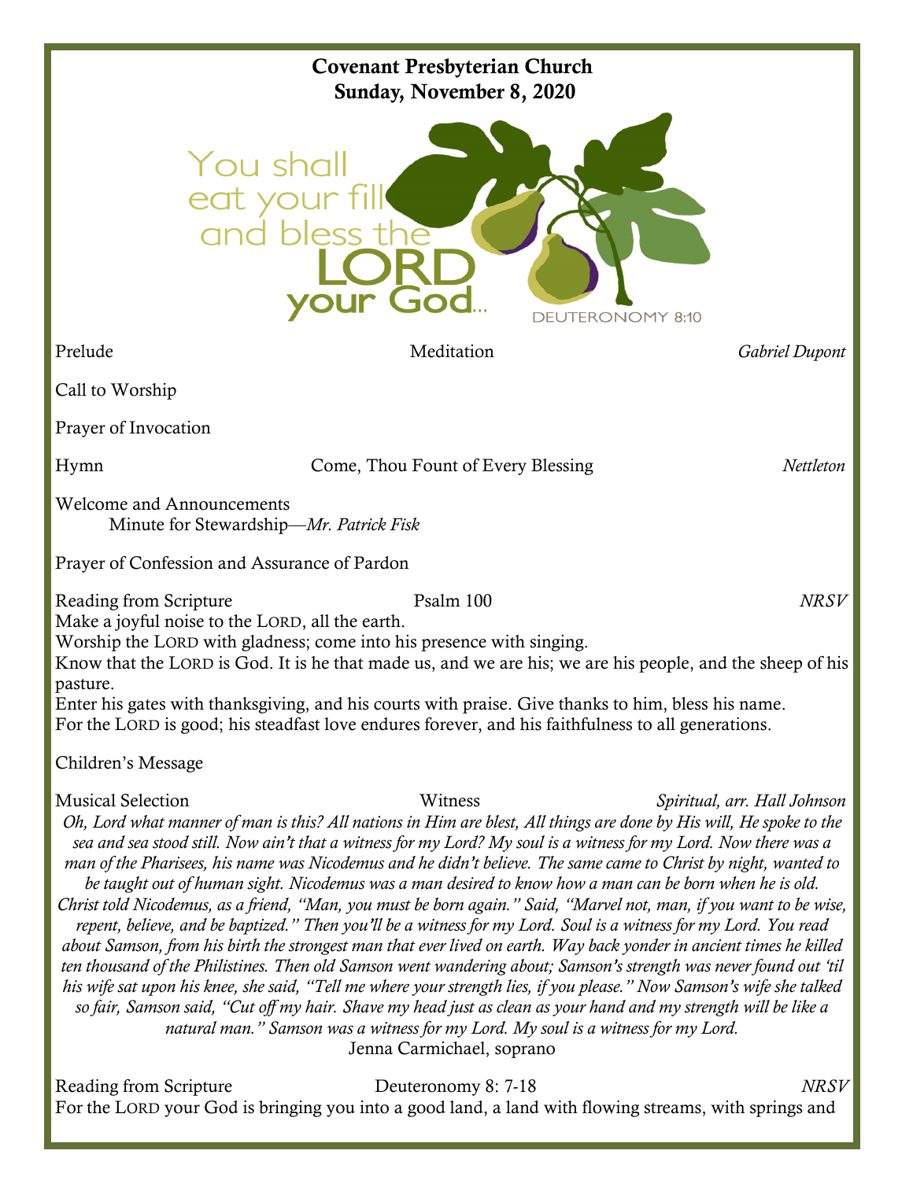**Covenant Presbyterian Church**
**Sunday, November 8, 2020**

You shall eat your fill and bless the LORD your God...
DEUTERONOMY 8:10

Prelude — Meditation — *Gabriel Dupont*

Call to Worship

Prayer of Invocation

Hymn — Come, Thou Fount of Every Blessing — *Nettleton*

Welcome and Announcements
Minute for Stewardship—*Mr. Patrick Fisk*

Prayer of Confession and Assurance of Pardon

Reading from Scripture — Psalm 100 — *NRSV*

Make a joyful noise to the LORD, all the earth.
Worship the LORD with gladness; come into his presence with singing.
Know that the LORD is God. It is he that made us, and we are his; we are his people, and the sheep of his pasture.
Enter his gates with thanksgiving, and his courts with praise. Give thanks to him, bless his name.
For the LORD is good; his steadfast love endures forever, and his faithfulness to all generations.

Children's Message

Musical Selection — Witness — *Spiritual, arr. Hall Johnson*

*Oh, Lord what manner of man is this? All nations in Him are blest, All things are done by His will, He spoke to the sea and sea stood still. Now ain't that a witness for my Lord? My soul is a witness for my Lord. Now there was a man of the Pharisees, his name was Nicodemus and he didn't believe. The same came to Christ by night, wanted to be taught out of human sight. Nicodemus was a man desired to know how a man can be born when he is old. Christ told Nicodemus, as a friend, "Man, you must be born again." Said, "Marvel not, man, if you want to be wise, repent, believe, and be baptized." Then you'll be a witness for my Lord. Soul is a witness for my Lord. You read about Samson, from his birth the strongest man that ever lived on earth. Way back yonder in ancient times he killed ten thousand of the Philistines. Then old Samson went wandering about; Samson's strength was never found out 'til his wife sat upon his knee, she said, "Tell me where your strength lies, if you please." Now Samson's wife she talked so fair, Samson said, "Cut off my hair. Shave my head just as clean as your hand and my strength will be like a natural man." Samson was a witness for my Lord. My soul is a witness for my Lord.*

Jenna Carmichael, soprano

Reading from Scripture — Deuteronomy 8: 7-18 — *NRSV*

For the LORD your God is bringing you into a good land, a land with flowing streams, with springs and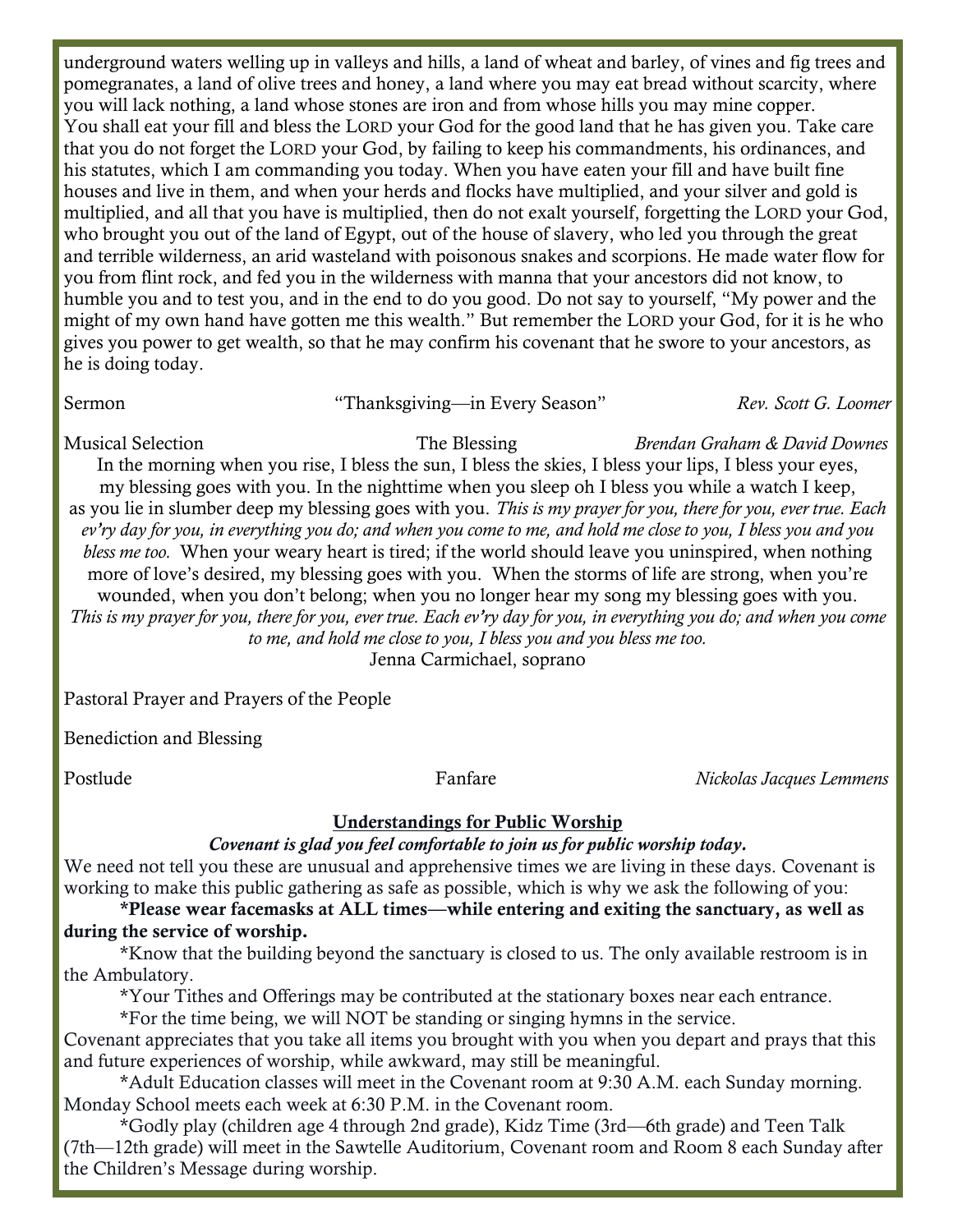underground waters welling up in valleys and hills, a land of wheat and barley, of vines and fig trees and pomegranates, a land of olive trees and honey, a land where you may eat bread without scarcity, where you will lack nothing, a land whose stones are iron and from whose hills you may mine copper. You shall eat your fill and bless the LORD your God for the good land that he has given you. Take care that you do not forget the LORD your God, by failing to keep his commandments, his ordinances, and his statutes, which I am commanding you today. When you have eaten your fill and have built fine houses and live in them, and when your herds and flocks have multiplied, and your silver and gold is multiplied, and all that you have is multiplied, then do not exalt yourself, forgetting the LORD your God, who brought you out of the land of Egypt, out of the house of slavery, who led you through the great and terrible wilderness, an arid wasteland with poisonous snakes and scorpions. He made water flow for you from flint rock, and fed you in the wilderness with manna that your ancestors did not know, to humble you and to test you, and in the end to do you good. Do not say to yourself, "My power and the might of my own hand have gotten me this wealth." But remember the LORD your God, for it is he who gives you power to get wealth, so that he may confirm his covenant that he swore to your ancestors, as he is doing today.

Sermon "Thanksgiving—in Every Season" *Rev. Scott G. Loomer*

Musical Selection The Blessing *Brendan Graham & David Downes*

In the morning when you rise, I bless the sun, I bless the skies, I bless your lips, I bless your eyes, my blessing goes with you. In the nighttime when you sleep oh I bless you while a watch I keep, as you lie in slumber deep my blessing goes with you. *This is my prayer for you, there for you, ever true. Each ev'ry day for you, in everything you do; and when you come to me, and hold me close to you, I bless you and you bless me too.* When your weary heart is tired; if the world should leave you uninspired, when nothing more of love's desired, my blessing goes with you. When the storms of life are strong, when you're wounded, when you don't belong; when you no longer hear my song my blessing goes with you. *This is my prayer for you, there for you, ever true. Each ev'ry day for you, in everything you do; and when you come to me, and hold me close to you, I bless you and you bless me too.*

Jenna Carmichael, soprano

Pastoral Prayer and Prayers of the People

Benediction and Blessing

Postlude Fanfare *Nickolas Jacques Lemmens*

## Understandings for Public Worship

***Covenant is glad you feel comfortable to join us for public worship today.***

We need not tell you these are unusual and apprehensive times we are living in these days. Covenant is working to make this public gathering as safe as possible, which is why we ask the following of you:

**\*Please wear facemasks at ALL times—while entering and exiting the sanctuary, as well as during the service of worship.**

*Know that the building beyond the sanctuary is closed to us. The only available restroom is in the Ambulatory.

*Your Tithes and Offerings may be contributed at the stationary boxes near each entrance.

*For the time being, we will NOT be standing or singing hymns in the service.

Covenant appreciates that you take all items you brought with you when you depart and prays that this and future experiences of worship, while awkward, may still be meaningful.

*Adult Education classes will meet in the Covenant room at 9:30 A.M. each Sunday morning. Monday School meets each week at 6:30 P.M. in the Covenant room.

*Godly play (children age 4 through 2nd grade), Kidz Time (3rd—6th grade) and Teen Talk (7th—12th grade) will meet in the Sawtelle Auditorium, Covenant room and Room 8 each Sunday after the Children's Message during worship.